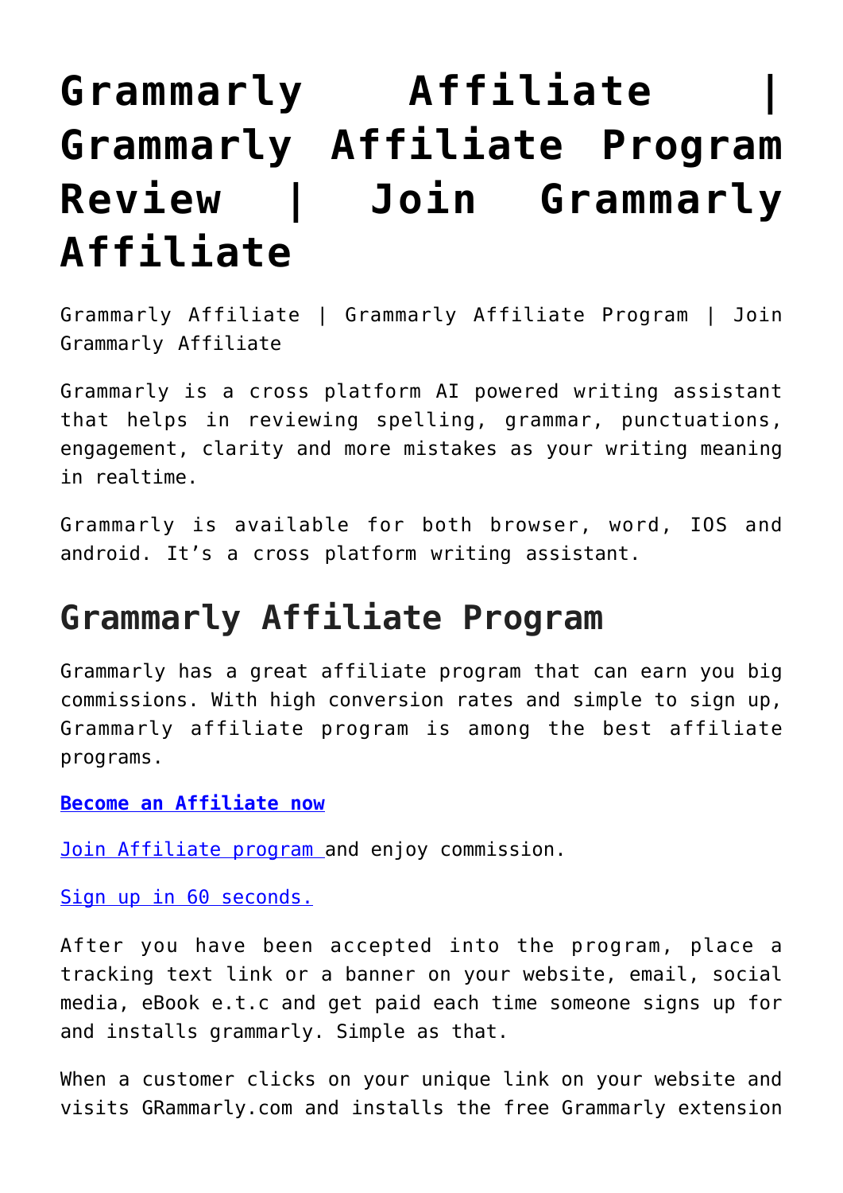# Grammarly Affiliate | Grammarly Affiliate Program Review | Join Grammarly Affiliate

Grammarly Affiliate | Grammarly Affiliate Program | Join Grammarly Affiliate

Grammarly is a cross platform AI powered writing assistant that helps in reviewing spelling, grammar, punctuations, engagement, clarity and more mistakes as your writing meaning in realtime.

Grammarly is available for both browser, word, IOS and android. It's a cross platform writing assistant.

## Grammarly Affiliate Program

Grammarly has a great affiliate program that can earn you big commissions. With high conversion rates and simple to sign up, Grammarly affiliate program is among the best affiliate programs.

**Become an Affiliate now**

Join Affiliate program and enjoy commission.

Sign up in 60 seconds.

After you have been accepted into the program, place a tracking text link or a banner on your website, email, social media, eBook e.t.c and get paid each time someone signs up for and installs grammarly. Simple as that.

When a customer clicks on your unique link on your website and visits GRammarly.com and installs the free Grammarly extension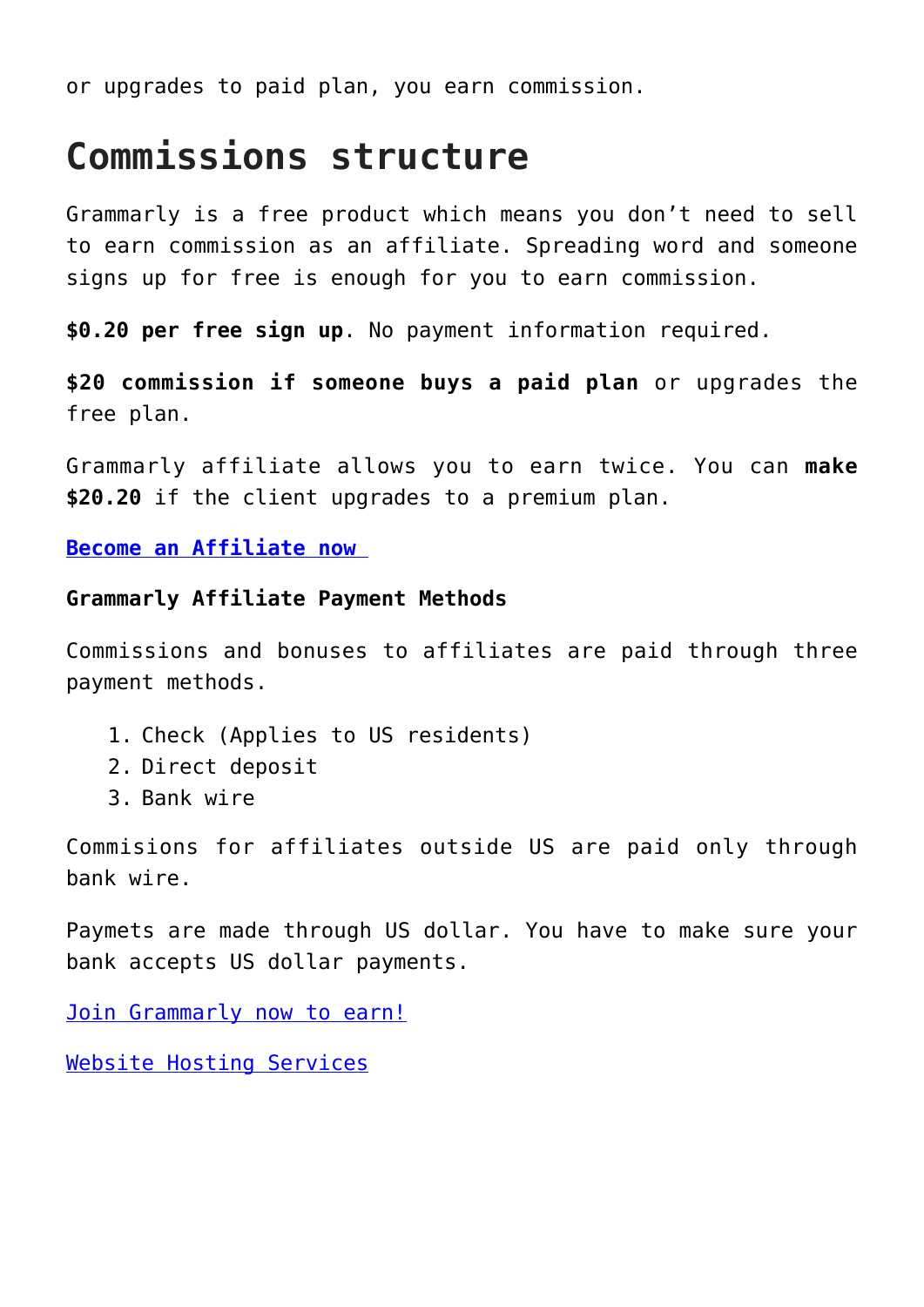or upgrades to paid plan, you earn commission.

## Commissions structure

Grammarly is a free product which means you don't need to sell to earn commission as an affiliate. Spreading word and someone signs up for free is enough for you to earn commission.

**$0.20 per free sign up**. No payment information required.

**$20 commission if someone buys a paid plan** or upgrades the free plan.

Grammarly affiliate allows you to earn twice. You can **make $20.20** if the client upgrades to a premium plan.

**Become an Affiliate now**

**Grammarly Affiliate Payment Methods**

Commissions and bonuses to affiliates are paid through three payment methods.

1. Check (Applies to US residents)
2. Direct deposit
3. Bank wire

Commisions for affiliates outside US are paid only through bank wire.

Paymets are made through US dollar. You have to make sure your bank accepts US dollar payments.

Join Grammarly now to earn!

Website Hosting Services